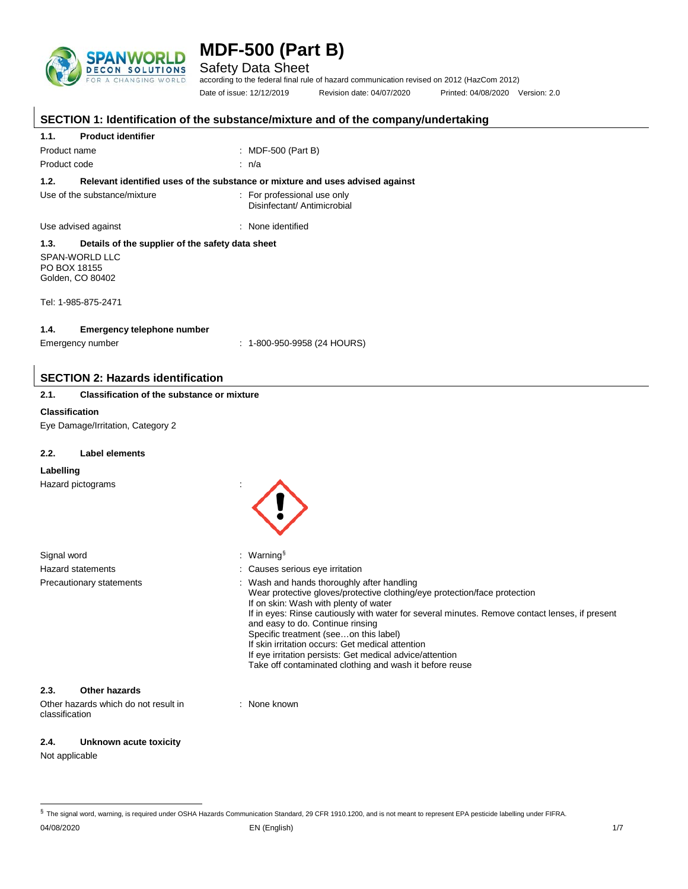# MDF-500 (Part B)

Safety Data Sheet

according to the federal final rule of hazard communication revised on 2012 (HazCom 2012)

Date of issue: 12/12/2019 Revision date: 04/07/2020 Printed: 04/08/2020 Version: 2.0

## SECTION 1: Identification of the substance/mixture and of the company/undertaking

### 1.1. Product identifier

Product name : MDF-500 (Part B)

Product code : n/a

### 1.2. Relevant identified uses of the substance or mixture and uses advised against

Use of the substance/mixture : For professional use only
Disinfectant/ Antimicrobial

Use advised against : None identified

### 1.3. Details of the supplier of the safety data sheet

SPAN-WORLD LLC
PO BOX 18155
Golden, CO 80402

Tel: 1-985-875-2471

### 1.4. Emergency telephone number

Emergency number : 1-800-950-9958 (24 HOURS)

## SECTION 2: Hazards identification

### 2.1. Classification of the substance or mixture

**Classification**

Eye Damage/Irritation, Category 2

### 2.2. Label elements

**Labelling**

Hazard pictograms :

Signal word : Warning[§]

Hazard statements : Causes serious eye irritation

Precautionary statements : Wash and hands thoroughly after handling
Wear protective gloves/protective clothing/eye protection/face protection
If on skin: Wash with plenty of water
If in eyes: Rinse cautiously with water for several minutes. Remove contact lenses, if present and easy to do. Continue rinsing
Specific treatment (see…on this label)
If skin irritation occurs: Get medical attention
If eye irritation persists: Get medical advice/attention
Take off contaminated clothing and wash it before reuse

### 2.3. Other hazards

Other hazards which do not result in classification : None known

### 2.4. Unknown acute toxicity

Not applicable

[§] The signal word, warning, is required under OSHA Hazards Communication Standard, 29 CFR 1910.1200, and is not meant to represent EPA pesticide labelling under FIFRA.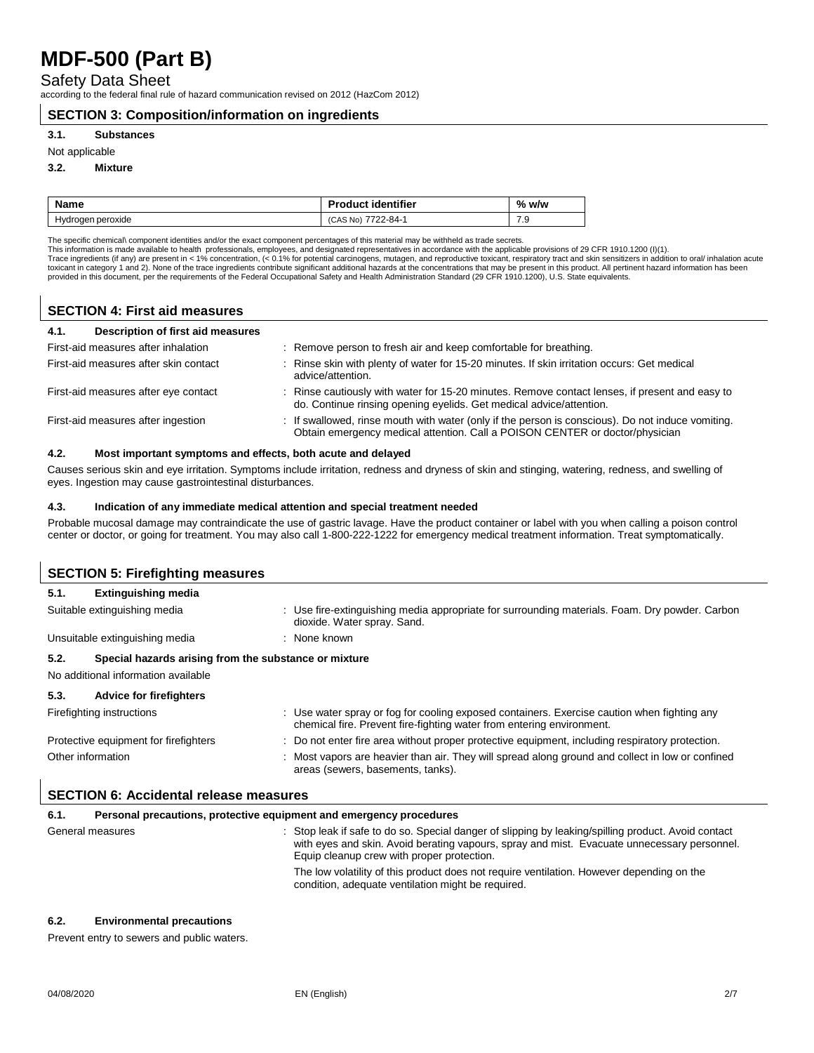## SECTION 3: Composition/information on ingredients

### 3.1. Substances

Not applicable

### 3.2. Mixture

| Name | Product identifier | % w/w |
|---|---|---|
| Hydrogen peroxide | (CAS No) 7722-84-1 | 7.9 |

The specific chemical\ component identities and/or the exact component percentages of this material may be withheld as trade secrets.
This information is made available to health professionals, employees, and designated representatives in accordance with the applicable provisions of 29 CFR 1910.1200 (I)(1).
Trace ingredients (if any) are present in < 1% concentration, (< 0.1% for potential carcinogens, mutagen, and reproductive toxicant, respiratory tract and skin sensitizers in addition to oral/ inhalation acute toxicant in category 1 and 2). None of the trace ingredients contribute significant additional hazards at the concentrations that may be present in this product. All pertinent hazard information has been provided in this document, per the requirements of the Federal Occupational Safety and Health Administration Standard (29 CFR 1910.1200), U.S. State equivalents.

## SECTION 4: First aid measures

### 4.1. Description of first aid measures

First-aid measures after inhalation : Remove person to fresh air and keep comfortable for breathing.

First-aid measures after skin contact : Rinse skin with plenty of water for 15-20 minutes. If skin irritation occurs: Get medical advice/attention.

First-aid measures after eye contact : Rinse cautiously with water for 15-20 minutes. Remove contact lenses, if present and easy to do. Continue rinsing opening eyelids. Get medical advice/attention.

First-aid measures after ingestion : If swallowed, rinse mouth with water (only if the person is conscious). Do not induce vomiting. Obtain emergency medical attention. Call a POISON CENTER or doctor/physician

### 4.2. Most important symptoms and effects, both acute and delayed

Causes serious skin and eye irritation. Symptoms include irritation, redness and dryness of skin and stinging, watering, redness, and swelling of eyes. Ingestion may cause gastrointestinal disturbances.

### 4.3. Indication of any immediate medical attention and special treatment needed

Probable mucosal damage may contraindicate the use of gastric lavage. Have the product container or label with you when calling a poison control center or doctor, or going for treatment. You may also call 1-800-222-1222 for emergency medical treatment information. Treat symptomatically.

## SECTION 5: Firefighting measures

### 5.1. Extinguishing media

Suitable extinguishing media : Use fire-extinguishing media appropriate for surrounding materials. Foam. Dry powder. Carbon dioxide. Water spray. Sand.

Unsuitable extinguishing media : None known

### 5.2. Special hazards arising from the substance or mixture

No additional information available

### 5.3. Advice for firefighters

Firefighting instructions : Use water spray or fog for cooling exposed containers. Exercise caution when fighting any chemical fire. Prevent fire-fighting water from entering environment.

Protective equipment for firefighters : Do not enter fire area without proper protective equipment, including respiratory protection.

Other information : Most vapors are heavier than air. They will spread along ground and collect in low or confined areas (sewers, basements, tanks).

## SECTION 6: Accidental release measures

### 6.1. Personal precautions, protective equipment and emergency procedures

General measures : Stop leak if safe to do so. Special danger of slipping by leaking/spilling product. Avoid contact with eyes and skin. Avoid berating vapours, spray and mist. Evacuate unnecessary personnel. Equip cleanup crew with proper protection.

The low volatility of this product does not require ventilation. However depending on the condition, adequate ventilation might be required.

### 6.2. Environmental precautions

Prevent entry to sewers and public waters.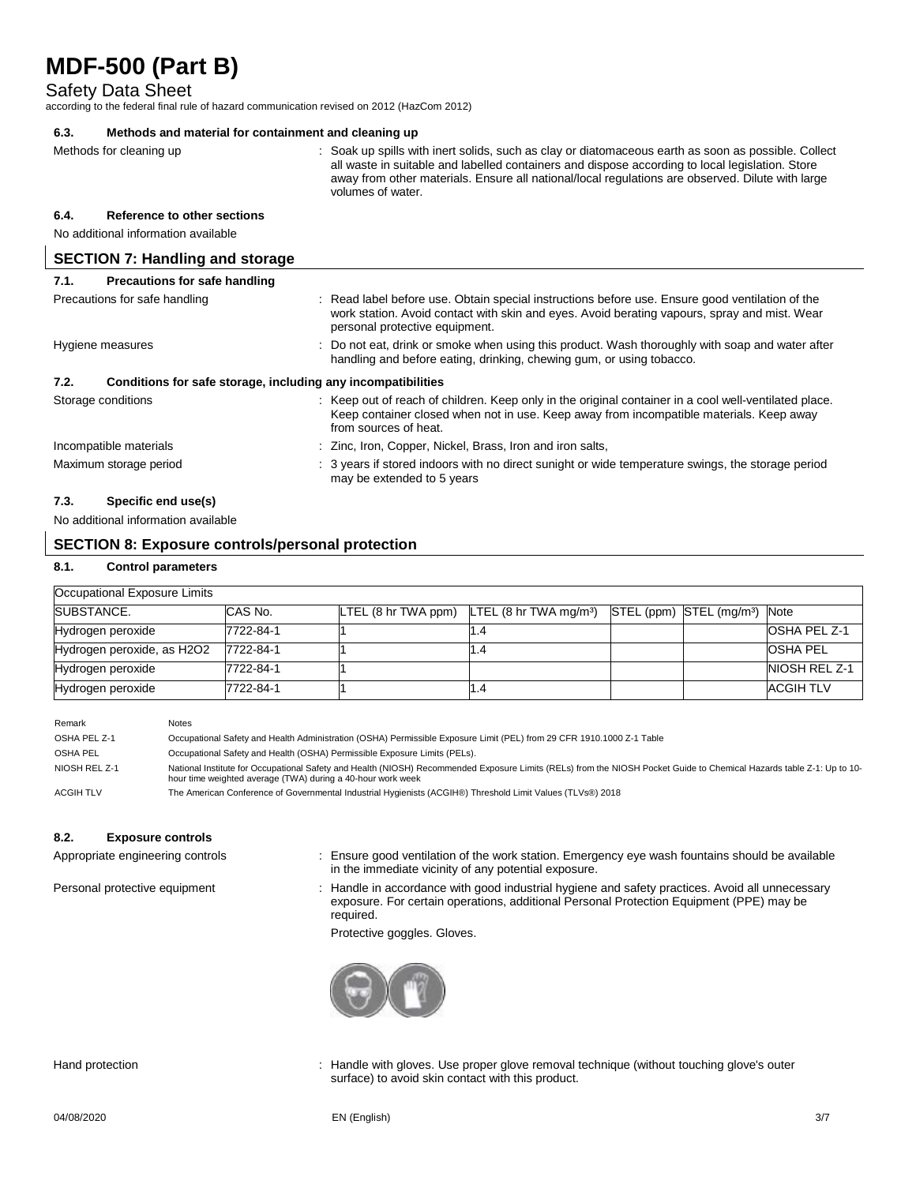#### 6.3. Methods and material for containment and cleaning up

Methods for cleaning up : Soak up spills with inert solids, such as clay or diatomaceous earth as soon as possible. Collect all waste in suitable and labelled containers and dispose according to local legislation. Store away from other materials. Ensure all national/local regulations are observed. Dilute with large volumes of water.

#### 6.4. Reference to other sections

No additional information available

## SECTION 7: Handling and storage

#### 7.1. Precautions for safe handling

Precautions for safe handling : Read label before use. Obtain special instructions before use. Ensure good ventilation of the work station. Avoid contact with skin and eyes. Avoid berating vapours, spray and mist. Wear personal protective equipment.

Hygiene measures : Do not eat, drink or smoke when using this product. Wash thoroughly with soap and water after handling and before eating, drinking, chewing gum, or using tobacco.

#### 7.2. Conditions for safe storage, including any incompatibilities

Storage conditions : Keep out of reach of children. Keep only in the original container in a cool well-ventilated place. Keep container closed when not in use. Keep away from incompatible materials. Keep away from sources of heat.

Incompatible materials : Zinc, Iron, Copper, Nickel, Brass, Iron and iron salts,

Maximum storage period : 3 years if stored indoors with no direct sunight or wide temperature swings, the storage period may be extended to 5 years

#### 7.3. Specific end use(s)

No additional information available

## SECTION 8: Exposure controls/personal protection

#### 8.1. Control parameters

| Occupational Exposure Limits | | | | | | |
|---|---|---|---|---|---|---|
| SUBSTANCE. | CAS No. | LTEL (8 hr TWA ppm) | LTEL (8 hr TWA mg/m³) | STEL (ppm) | STEL (mg/m³) | Note |
| Hydrogen peroxide | 7722-84-1 | 1 | 1.4 | | | OSHA PEL Z-1 |
| Hydrogen peroxide, as H2O2 | 7722-84-1 | 1 | 1.4 | | | OSHA PEL |
| Hydrogen peroxide | 7722-84-1 | 1 | | | | NIOSH REL Z-1 |
| Hydrogen peroxide | 7722-84-1 | 1 | 1.4 | | | ACGIH TLV |

| Remark | Notes |
|---|---|
| OSHA PEL Z-1 | Occupational Safety and Health Administration (OSHA) Permissible Exposure Limit (PEL) from 29 CFR 1910.1000 Z-1 Table |
| OSHA PEL | Occupational Safety and Health (OSHA) Permissible Exposure Limits (PELs). |
| NIOSH REL Z-1 | National Institute for Occupational Safety and Health (NIOSH) Recommended Exposure Limits (RELs) from the NIOSH Pocket Guide to Chemical Hazards table Z-1: Up to 10-hour time weighted average (TWA) during a 40-hour work week |
| ACGIH TLV | The American Conference of Governmental Industrial Hygienists (ACGIH®) Threshold Limit Values (TLVs®) 2018 |

#### 8.2. Exposure controls

Appropriate engineering controls : Ensure good ventilation of the work station. Emergency eye wash fountains should be available in the immediate vicinity of any potential exposure.

Personal protective equipment : Handle in accordance with good industrial hygiene and safety practices. Avoid all unnecessary exposure. For certain operations, additional Personal Protection Equipment (PPE) may be required.

Protective goggles. Gloves.

Hand protection : Handle with gloves. Use proper glove removal technique (without touching glove's outer surface) to avoid skin contact with this product.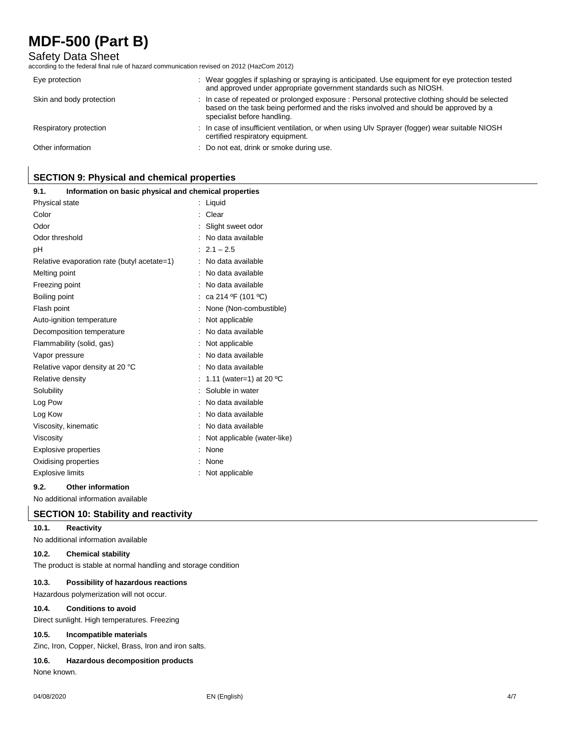| | |
|---|---|
| Eye protection | : Wear goggles if splashing or spraying is anticipated. Use equipment for eye protection tested and approved under appropriate government standards such as NIOSH. |
| Skin and body protection | : In case of repeated or prolonged exposure : Personal protective clothing should be selected based on the task being performed and the risks involved and should be approved by a specialist before handling. |
| Respiratory protection | : In case of insufficient ventilation, or when using Ulv Sprayer (fogger) wear suitable NIOSH certified respiratory equipment. |
| Other information | : Do not eat, drink or smoke during use. |

## SECTION 9: Physical and chemical properties

### 9.1. Information on basic physical and chemical properties

| | |
|---|---|
| Physical state | : Liquid |
| Color | : Clear |
| Odor | : Slight sweet odor |
| Odor threshold | : No data available |
| pH | : 2.1 – 2.5 |
| Relative evaporation rate (butyl acetate=1) | : No data available |
| Melting point | : No data available |
| Freezing point | : No data available |
| Boiling point | : ca 214 ºF (101 ºC) |
| Flash point | : None (Non-combustible) |
| Auto-ignition temperature | : Not applicable |
| Decomposition temperature | : No data available |
| Flammability (solid, gas) | : Not applicable |
| Vapor pressure | : No data available |
| Relative vapor density at 20 °C | : No data available |
| Relative density | : 1.11 (water=1) at 20 ºC |
| Solubility | : Soluble in water |
| Log Pow | : No data available |
| Log Kow | : No data available |
| Viscosity, kinematic | : No data available |
| Viscosity | : Not applicable (water-like) |
| Explosive properties | : None |
| Oxidising properties | : None |
| Explosive limits | : Not applicable |

### 9.2. Other information

No additional information available

## SECTION 10: Stability and reactivity

### 10.1. Reactivity

No additional information available

### 10.2. Chemical stability

The product is stable at normal handling and storage condition

### 10.3. Possibility of hazardous reactions

Hazardous polymerization will not occur.

### 10.4. Conditions to avoid

Direct sunlight. High temperatures. Freezing

### 10.5. Incompatible materials

Zinc, Iron, Copper, Nickel, Brass, Iron and iron salts.

### 10.6. Hazardous decomposition products

None known.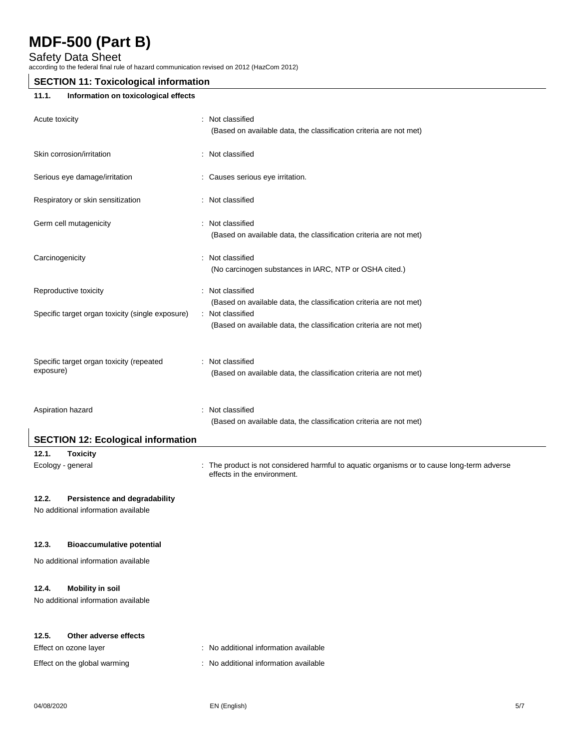## SECTION 11: Toxicological information

### 11.1. Information on toxicological effects

| | |
|---|---|
| Acute toxicity | : Not classified<br>(Based on available data, the classification criteria are not met) |
| Skin corrosion/irritation | : Not classified |
| Serious eye damage/irritation | : Causes serious eye irritation. |
| Respiratory or skin sensitization | : Not classified |
| Germ cell mutagenicity | : Not classified<br>(Based on available data, the classification criteria are not met) |
| Carcinogenicity | : Not classified<br>(No carcinogen substances in IARC, NTP or OSHA cited.) |
| Reproductive toxicity | : Not classified<br>(Based on available data, the classification criteria are not met) |
| Specific target organ toxicity (single exposure) | : Not classified<br>(Based on available data, the classification criteria are not met) |
| Specific target organ toxicity (repeated exposure) | : Not classified<br>(Based on available data, the classification criteria are not met) |
| Aspiration hazard | : Not classified<br>(Based on available data, the classification criteria are not met) |

## SECTION 12: Ecological information

### 12.1. Toxicity

Ecology - general : The product is not considered harmful to aquatic organisms or to cause long-term adverse effects in the environment.

### 12.2. Persistence and degradability

No additional information available

### 12.3. Bioaccumulative potential

No additional information available

### 12.4. Mobility in soil

No additional information available

### 12.5. Other adverse effects

| | |
|---|---|
| Effect on ozone layer | : No additional information available |
| Effect on the global warming | : No additional information available |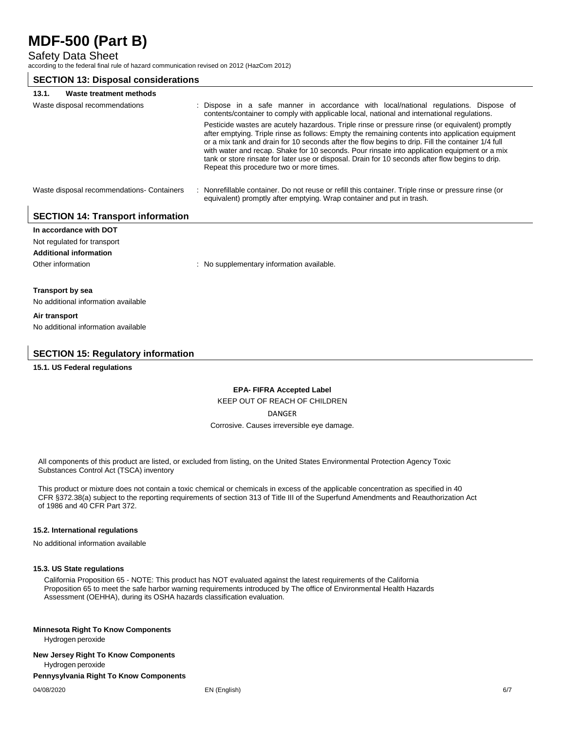## SECTION 13: Disposal considerations

### 13.1. Waste treatment methods

Waste disposal recommendations : Dispose in a safe manner in accordance with local/national regulations. Dispose of contents/container to comply with applicable local, national and international regulations.

Pesticide wastes are acutely hazardous. Triple rinse or pressure rinse (or equivalent) promptly after emptying. Triple rinse as follows: Empty the remaining contents into application equipment or a mix tank and drain for 10 seconds after the flow begins to drip. Fill the container 1/4 full with water and recap. Shake for 10 seconds. Pour rinsate into application equipment or a mix tank or store rinsate for later use or disposal. Drain for 10 seconds after flow begins to drip. Repeat this procedure two or more times.

Waste disposal recommendations- Containers : Nonrefillable container. Do not reuse or refill this container. Triple rinse or pressure rinse (or equivalent) promptly after emptying. Wrap container and put in trash.

## SECTION 14: Transport information

**In accordance with DOT**

Not regulated for transport

**Additional information**

Other information : No supplementary information available.

**Transport by sea**

No additional information available

**Air transport**

No additional information available

## SECTION 15: Regulatory information

**15.1. US Federal regulations**

**EPA- FIFRA Accepted Label**

KEEP OUT OF REACH OF CHILDREN

DANGER

Corrosive. Causes irreversible eye damage.

All components of this product are listed, or excluded from listing, on the United States Environmental Protection Agency Toxic Substances Control Act (TSCA) inventory

This product or mixture does not contain a toxic chemical or chemicals in excess of the applicable concentration as specified in 40 CFR §372.38(a) subject to the reporting requirements of section 313 of Title III of the Superfund Amendments and Reauthorization Act of 1986 and 40 CFR Part 372.

**15.2. International regulations**

No additional information available

**15.3. US State regulations**

California Proposition 65 - NOTE: This product has NOT evaluated against the latest requirements of the California Proposition 65 to meet the safe harbor warning requirements introduced by The office of Environmental Health Hazards Assessment (OEHHA), during its OSHA hazards classification evaluation.

**Minnesota Right To Know Components**

Hydrogen peroxide

**New Jersey Right To Know Components**

Hydrogen peroxide

**Pennysylvania Right To Know Components**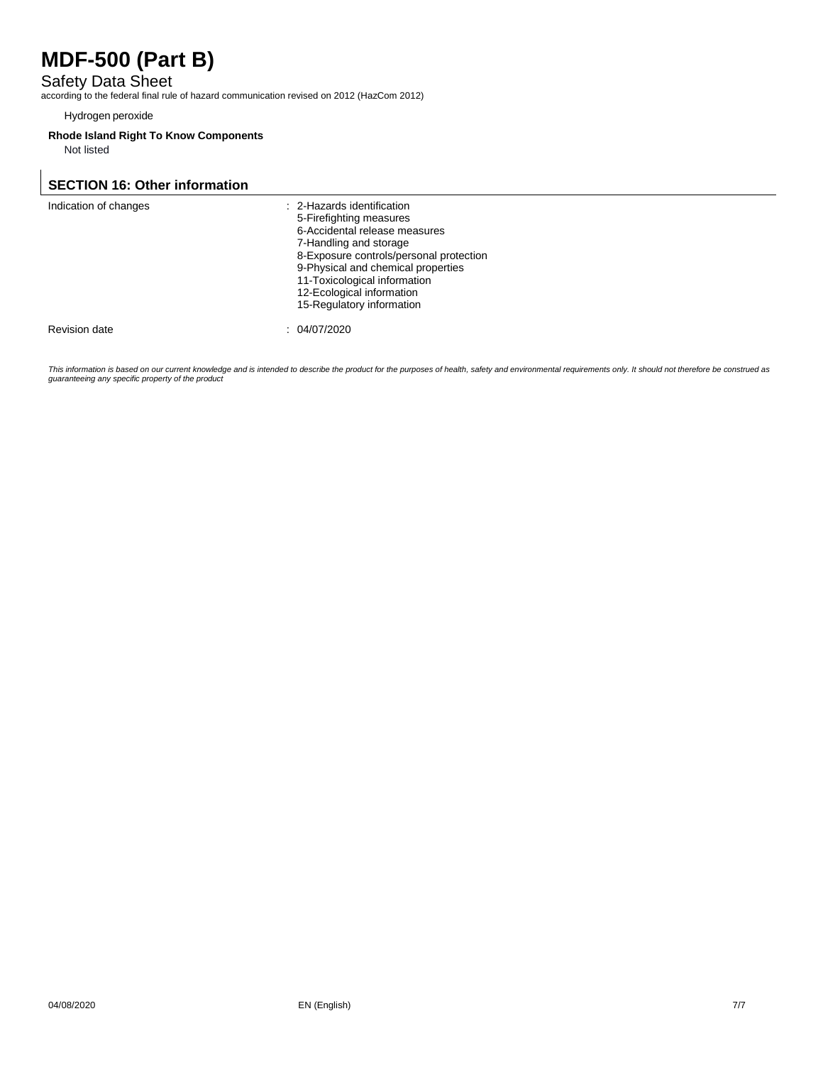Hydrogen peroxide

**Rhode Island Right To Know Components**

Not listed

## SECTION 16: Other information

| | |
|---|---|
| Indication of changes | : 2-Hazards identification<br>5-Firefighting measures<br>6-Accidental release measures<br>7-Handling and storage<br>8-Exposure controls/personal protection<br>9-Physical and chemical properties<br>11-Toxicological information<br>12-Ecological information<br>15-Regulatory information |
| Revision date | : 04/07/2020 |

*This information is based on our current knowledge and is intended to describe the product for the purposes of health, safety and environmental requirements only. It should not therefore be construed as guaranteeing any specific property of the product*